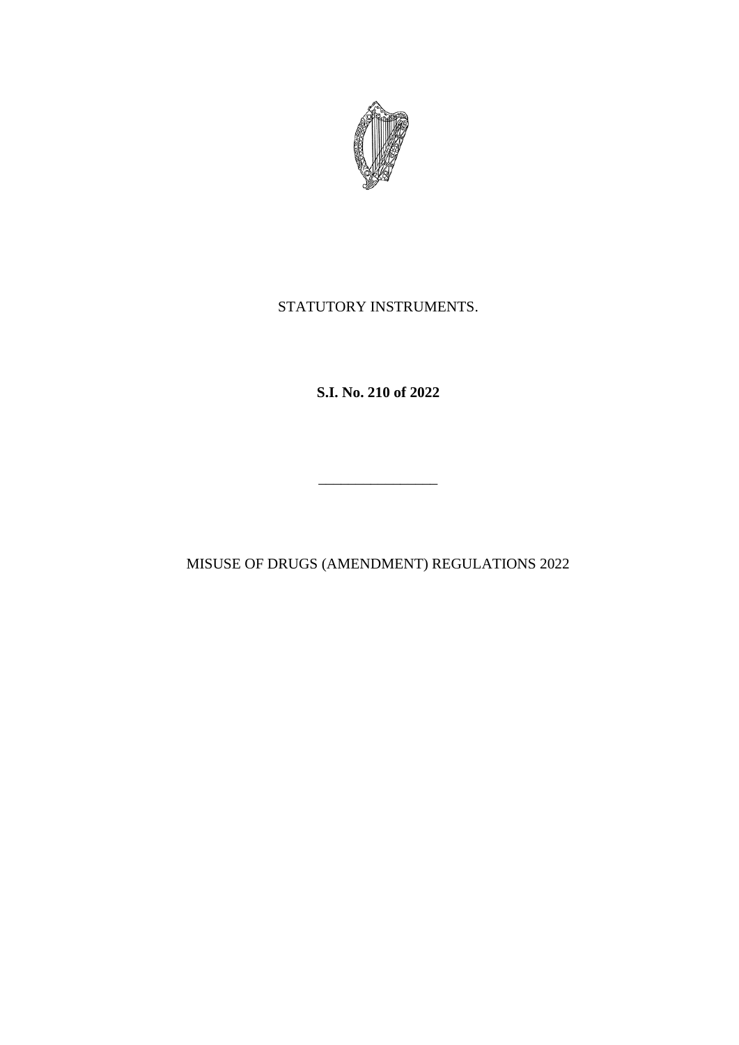STATUTORY INSTRUMENTS.

**S.I. No. 210 of 2022**

---

MISUSE OF DRUGS (AMENDMENT) REGULATIONS 2022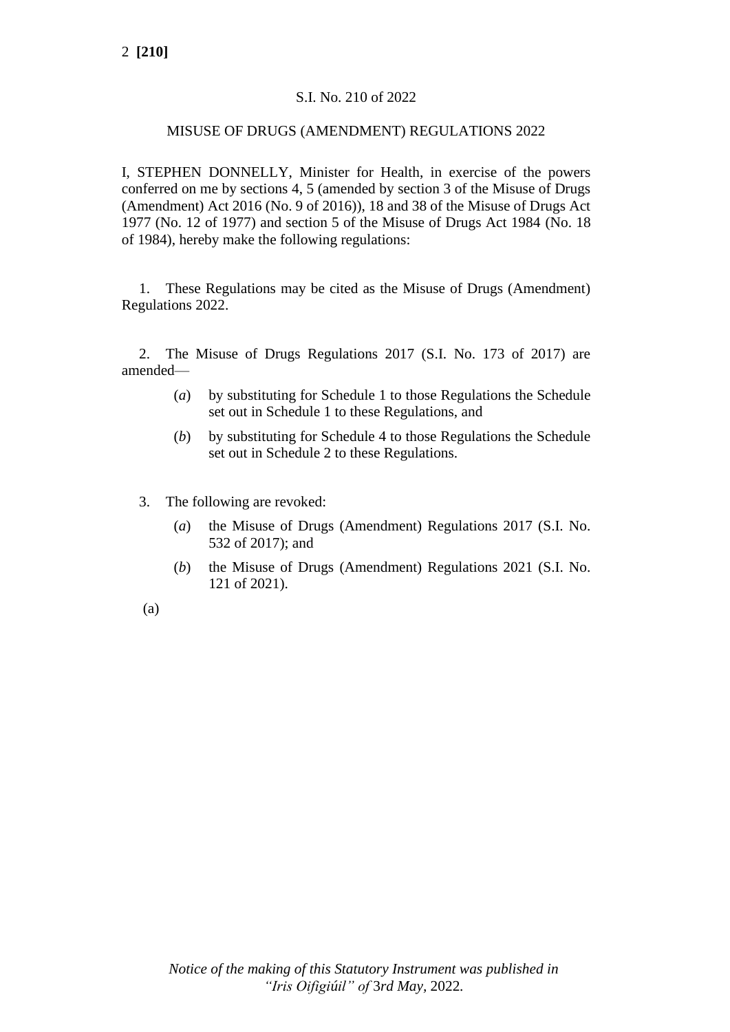S.I. No. 210 of 2022

MISUSE OF DRUGS (AMENDMENT) REGULATIONS 2022

I, STEPHEN DONNELLY, Minister for Health, in exercise of the powers conferred on me by sections 4, 5 (amended by section 3 of the Misuse of Drugs (Amendment) Act 2016 (No. 9 of 2016)), 18 and 38 of the Misuse of Drugs Act 1977 (No. 12 of 1977) and section 5 of the Misuse of Drugs Act 1984 (No. 18 of 1984), hereby make the following regulations:

1. These Regulations may be cited as the Misuse of Drugs (Amendment) Regulations 2022.

2. The Misuse of Drugs Regulations 2017 (S.I. No. 173 of 2017) are amended—

(*a*) by substituting for Schedule 1 to those Regulations the Schedule set out in Schedule 1 to these Regulations, and

(*b*) by substituting for Schedule 4 to those Regulations the Schedule set out in Schedule 2 to these Regulations.

3. The following are revoked:

(*a*) the Misuse of Drugs (Amendment) Regulations 2017 (S.I. No. 532 of 2017); and

(*b*) the Misuse of Drugs (Amendment) Regulations 2021 (S.I. No. 121 of 2021).

(a)

*Notice of the making of this Statutory Instrument was published in “Iris Oifigiúil” of 3rd May, 2022.*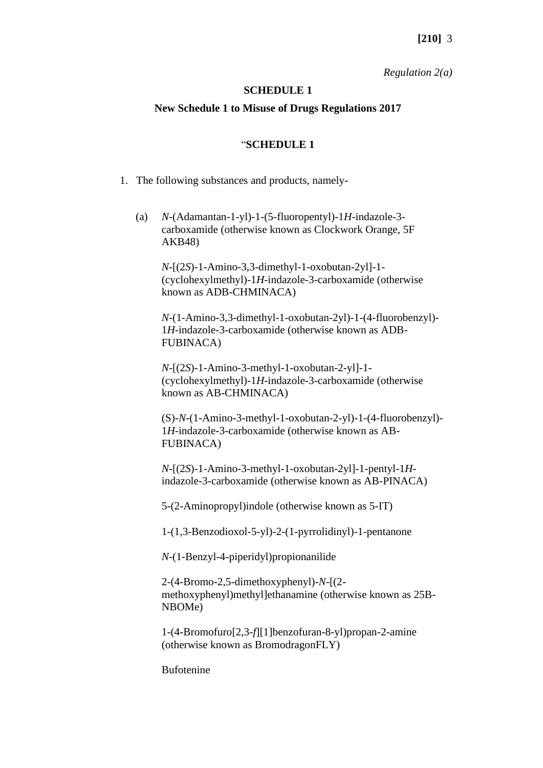*Regulation 2(a)*

**SCHEDULE 1**

**New Schedule 1 to Misuse of Drugs Regulations 2017**

"**SCHEDULE 1**

1. The following substances and products, namely-

   (a) *N*-(Adamantan-1-yl)-1-(5-fluoropentyl)-1*H*-indazole-3-carboxamide (otherwise known as Clockwork Orange, 5F AKB48)

   *N*-[(2*S*)-1-Amino-3,3-dimethyl-1-oxobutan-2yl]-1-(cyclohexylmethyl)-1*H*-indazole-3-carboxamide (otherwise known as ADB-CHMINACA)

   *N*-(1-Amino-3,3-dimethyl-1-oxobutan-2yl)-1-(4-fluorobenzyl)-1*H*-indazole-3-carboxamide (otherwise known as ADB-FUBINACA)

   *N*-[(2*S*)-1-Amino-3-methyl-1-oxobutan-2-yl]-1-(cyclohexylmethyl)-1*H*-indazole-3-carboxamide (otherwise known as AB-CHMINACA)

   (S)-*N*-(1-Amino-3-methyl-1-oxobutan-2-yl)-1-(4-fluorobenzyl)-1*H*-indazole-3-carboxamide (otherwise known as AB-FUBINACA)

   *N*-[(2*S*)-1-Amino-3-methyl-1-oxobutan-2yl]-1-pentyl-1*H*-indazole-3-carboxamide (otherwise known as AB-PINACA)

   5-(2-Aminopropyl)indole (otherwise known as 5-IT)

   1-(1,3-Benzodioxol-5-yl)-2-(1-pyrrolidinyl)-1-pentanone

   *N*-(1-Benzyl-4-piperidyl)propionanilide

   2-(4-Bromo-2,5-dimethoxyphenyl)-*N*-[(2-methoxyphenyl)methyl]ethanamine (otherwise known as 25B-NBOMe)

   1-(4-Bromofuro[2,3-*f*][1]benzofuran-8-yl)propan-2-amine (otherwise known as BromodragonFLY)

   Bufotenine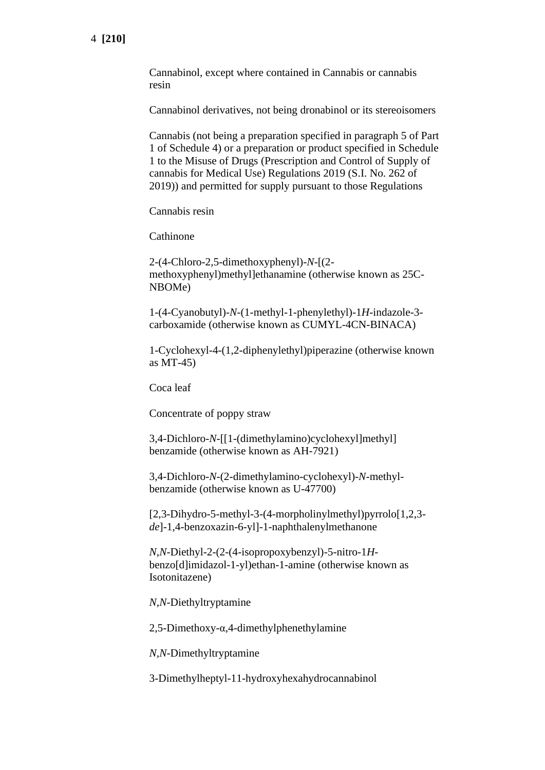Cannabinol, except where contained in Cannabis or cannabis resin

Cannabinol derivatives, not being dronabinol or its stereoisomers

Cannabis (not being a preparation specified in paragraph 5 of Part 1 of Schedule 4) or a preparation or product specified in Schedule 1 to the Misuse of Drugs (Prescription and Control of Supply of cannabis for Medical Use) Regulations 2019 (S.I. No. 262 of 2019)) and permitted for supply pursuant to those Regulations

Cannabis resin

Cathinone

2-(4-Chloro-2,5-dimethoxyphenyl)-*N*-[(2-methoxyphenyl)methyl]ethanamine (otherwise known as 25C-NBOMe)

1-(4-Cyanobutyl)-*N*-(1-methyl-1-phenylethyl)-1*H*-indazole-3-carboxamide (otherwise known as CUMYL-4CN-BINACA)

1-Cyclohexyl-4-(1,2-diphenylethyl)piperazine (otherwise known as MT-45)

Coca leaf

Concentrate of poppy straw

3,4-Dichloro-*N*-[[1-(dimethylamino)cyclohexyl]methyl] benzamide (otherwise known as AH-7921)

3,4-Dichloro-*N*-(2-dimethylamino-cyclohexyl)-*N*-methyl-benzamide (otherwise known as U-47700)

[2,3-Dihydro-5-methyl-3-(4-morpholinylmethyl)pyrrolo[1,2,3-*de*]-1,4-benzoxazin-6-yl]-1-naphthalenylmethanone

*N*,*N*-Diethyl-2-(2-(4-isopropoxybenzyl)-5-nitro-1*H*-benzo[d]imidazol-1-yl)ethan-1-amine (otherwise known as Isotonitazene)

*N*,*N*-Diethyltryptamine

2,5-Dimethoxy-α,4-dimethylphenethylamine

*N*,*N*-Dimethyltryptamine

3-Dimethylheptyl-11-hydroxyhexahydrocannabinol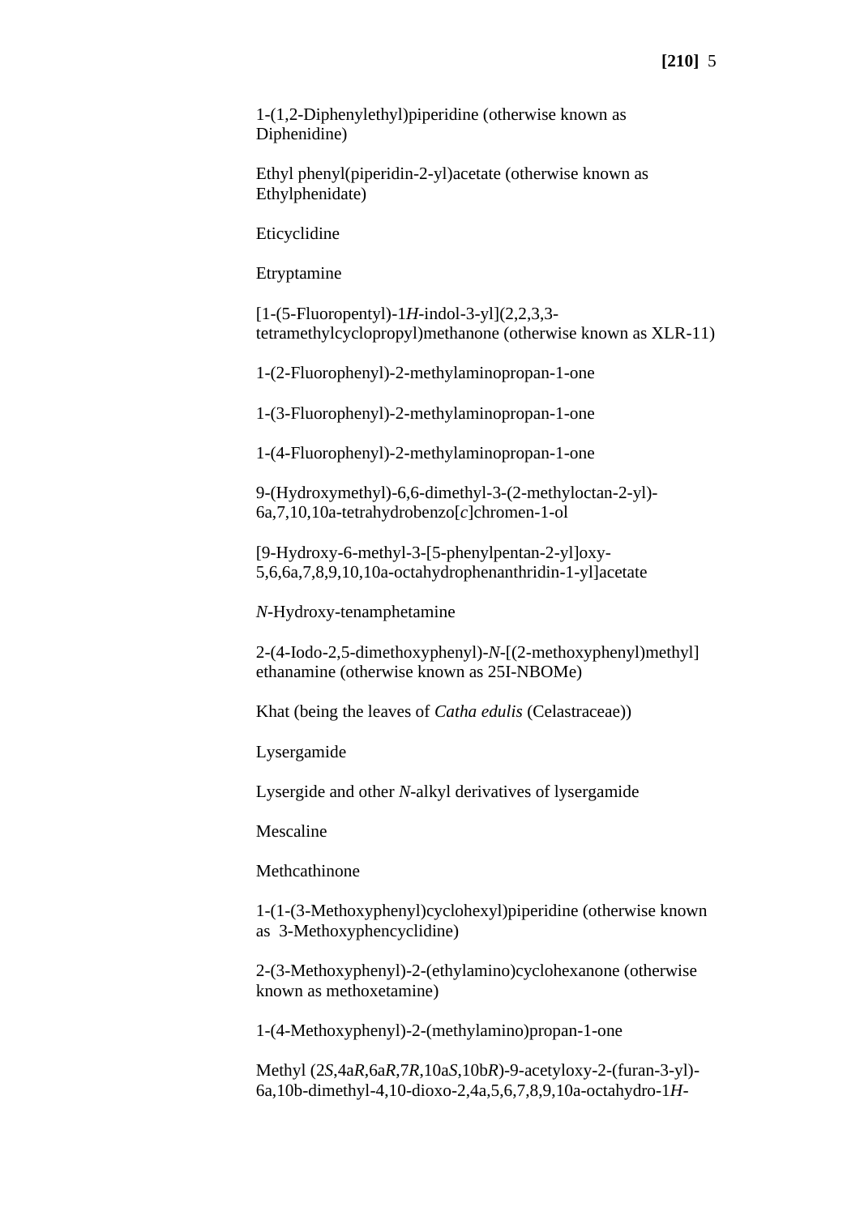1-(1,2-Diphenylethyl)piperidine (otherwise known as Diphenidine)

Ethyl phenyl(piperidin-2-yl)acetate (otherwise known as Ethylphenidate)

Eticyclidine

Etryptamine

[1-(5-Fluoropentyl)-1*H*-indol-3-yl](2,2,3,3-tetramethylcyclopropyl)methanone (otherwise known as XLR-11)

1-(2-Fluorophenyl)-2-methylaminopropan-1-one

1-(3-Fluorophenyl)-2-methylaminopropan-1-one

1-(4-Fluorophenyl)-2-methylaminopropan-1-one

9-(Hydroxymethyl)-6,6-dimethyl-3-(2-methyloctan-2-yl)-6a,7,10,10a-tetrahydrobenzo[*c*]chromen-1-ol

[9-Hydroxy-6-methyl-3-[5-phenylpentan-2-yl]oxy-5,6,6a,7,8,9,10,10a-octahydrophenanthridin-1-yl]acetate

*N*-Hydroxy-tenamphetamine

2-(4-Iodo-2,5-dimethoxyphenyl)-*N*-[(2-methoxyphenyl)methyl] ethanamine (otherwise known as 25I-NBOMe)

Khat (being the leaves of *Catha edulis* (Celastraceae))

Lysergamide

Lysergide and other *N*-alkyl derivatives of lysergamide

Mescaline

Methcathinone

1-(1-(3-Methoxyphenyl)cyclohexyl)piperidine (otherwise known as 3-Methoxyphencyclidine)

2-(3-Methoxyphenyl)-2-(ethylamino)cyclohexanone (otherwise known as methoxetamine)

1-(4-Methoxyphenyl)-2-(methylamino)propan-1-one

Methyl (2*S*,4a*R*,6a*R*,7*R*,10a*S*,10b*R*)-9-acetyloxy-2-(furan-3-yl)-6a,10b-dimethyl-4,10-dioxo-2,4a,5,6,7,8,9,10a-octahydro-1*H*-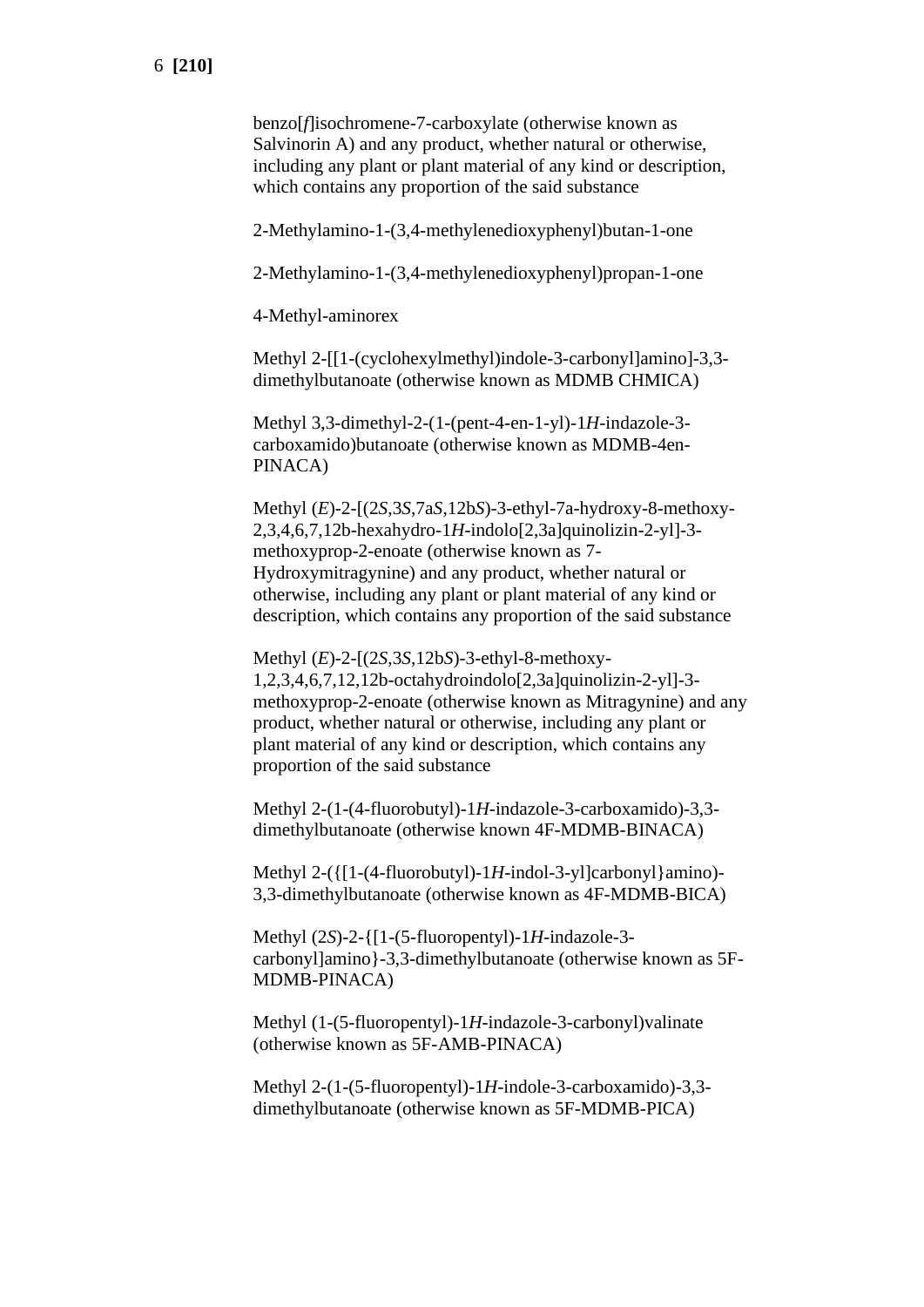benzo[*f*]isochromene-7-carboxylate (otherwise known as Salvinorin A) and any product, whether natural or otherwise, including any plant or plant material of any kind or description, which contains any proportion of the said substance

2-Methylamino-1-(3,4-methylenedioxyphenyl)butan-1-one

2-Methylamino-1-(3,4-methylenedioxyphenyl)propan-1-one

4-Methyl-aminorex

Methyl 2-[[1-(cyclohexylmethyl)indole-3-carbonyl]amino]-3,3-dimethylbutanoate (otherwise known as MDMB CHMICA)

Methyl 3,3-dimethyl-2-(1-(pent-4-en-1-yl)-1*H*-indazole-3-carboxamido)butanoate (otherwise known as MDMB-4en-PINACA)

Methyl (*E*)-2-[(2*S*,3*S*,7a*S*,12b*S*)-3-ethyl-7a-hydroxy-8-methoxy-2,3,4,6,7,12b-hexahydro-1*H*-indolo[2,3a]quinolizin-2-yl]-3-methoxyprop-2-enoate (otherwise known as 7-Hydroxymitragynine) and any product, whether natural or otherwise, including any plant or plant material of any kind or description, which contains any proportion of the said substance

Methyl (*E*)-2-[(2*S*,3*S*,12b*S*)-3-ethyl-8-methoxy-1,2,3,4,6,7,12,12b-octahydroindolo[2,3a]quinolizin-2-yl]-3-methoxyprop-2-enoate (otherwise known as Mitragynine) and any product, whether natural or otherwise, including any plant or plant material of any kind or description, which contains any proportion of the said substance

Methyl 2-(1-(4-fluorobutyl)-1*H*-indazole-3-carboxamido)-3,3-dimethylbutanoate (otherwise known 4F-MDMB-BINACA)

Methyl 2-({[1-(4-fluorobutyl)-1*H*-indol-3-yl]carbonyl}amino)-3,3-dimethylbutanoate (otherwise known as 4F-MDMB-BICA)

Methyl (2*S*)-2-{[1-(5-fluoropentyl)-1*H*-indazole-3-carbonyl]amino}-3,3-dimethylbutanoate (otherwise known as 5F-MDMB-PINACA)

Methyl (1-(5-fluoropentyl)-1*H*-indazole-3-carbonyl)valinate (otherwise known as 5F-AMB-PINACA)

Methyl 2-(1-(5-fluoropentyl)-1*H*-indole-3-carboxamido)-3,3-dimethylbutanoate (otherwise known as 5F-MDMB-PICA)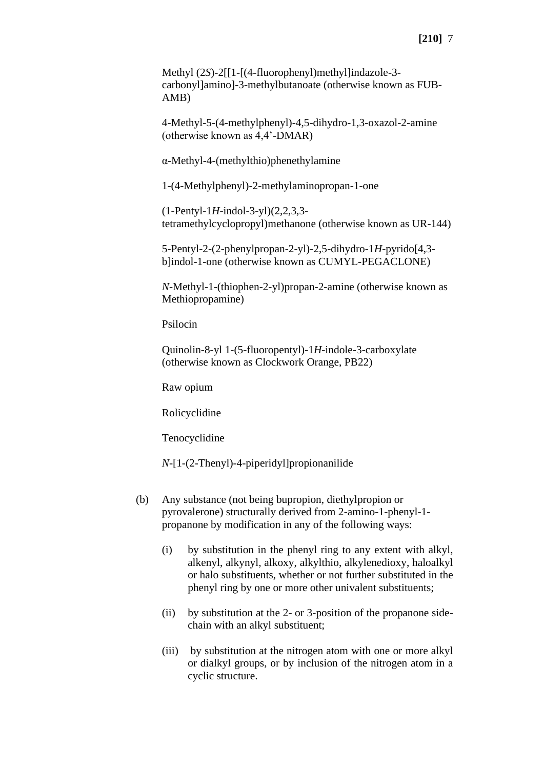Methyl (2*S*)-2[[1-[(4-fluorophenyl)methyl]indazole-3-carbonyl]amino]-3-methylbutanoate (otherwise known as FUB-AMB)

4-Methyl-5-(4-methylphenyl)-4,5-dihydro-1,3-oxazol-2-amine (otherwise known as 4,4'-DMAR)

α-Methyl-4-(methylthio)phenethylamine

1-(4-Methylphenyl)-2-methylaminopropan-1-one

(1-Pentyl-1*H*-indol-3-yl)(2,2,3,3-tetramethylcyclopropyl)methanone (otherwise known as UR-144)

5-Pentyl-2-(2-phenylpropan-2-yl)-2,5-dihydro-1*H*-pyrido[4,3-b]indol-1-one (otherwise known as CUMYL-PEGACLONE)

*N*-Methyl-1-(thiophen-2-yl)propan-2-amine (otherwise known as Methiopropamine)

Psilocin

Quinolin-8-yl 1-(5-fluoropentyl)-1*H*-indole-3-carboxylate (otherwise known as Clockwork Orange, PB22)

Raw opium

Rolicyclidine

Tenocyclidine

*N*-[1-(2-Thenyl)-4-piperidyl]propionanilide

(b) Any substance (not being bupropion, diethylpropion or pyrovalerone) structurally derived from 2-amino-1-phenyl-1-propanone by modification in any of the following ways:

(i) by substitution in the phenyl ring to any extent with alkyl, alkenyl, alkynyl, alkoxy, alkylthio, alkylenedioxy, haloalkyl or halo substituents, whether or not further substituted in the phenyl ring by one or more other univalent substituents;

(ii) by substitution at the 2- or 3-position of the propanone side-chain with an alkyl substituent;

(iii) by substitution at the nitrogen atom with one or more alkyl or dialkyl groups, or by inclusion of the nitrogen atom in a cyclic structure.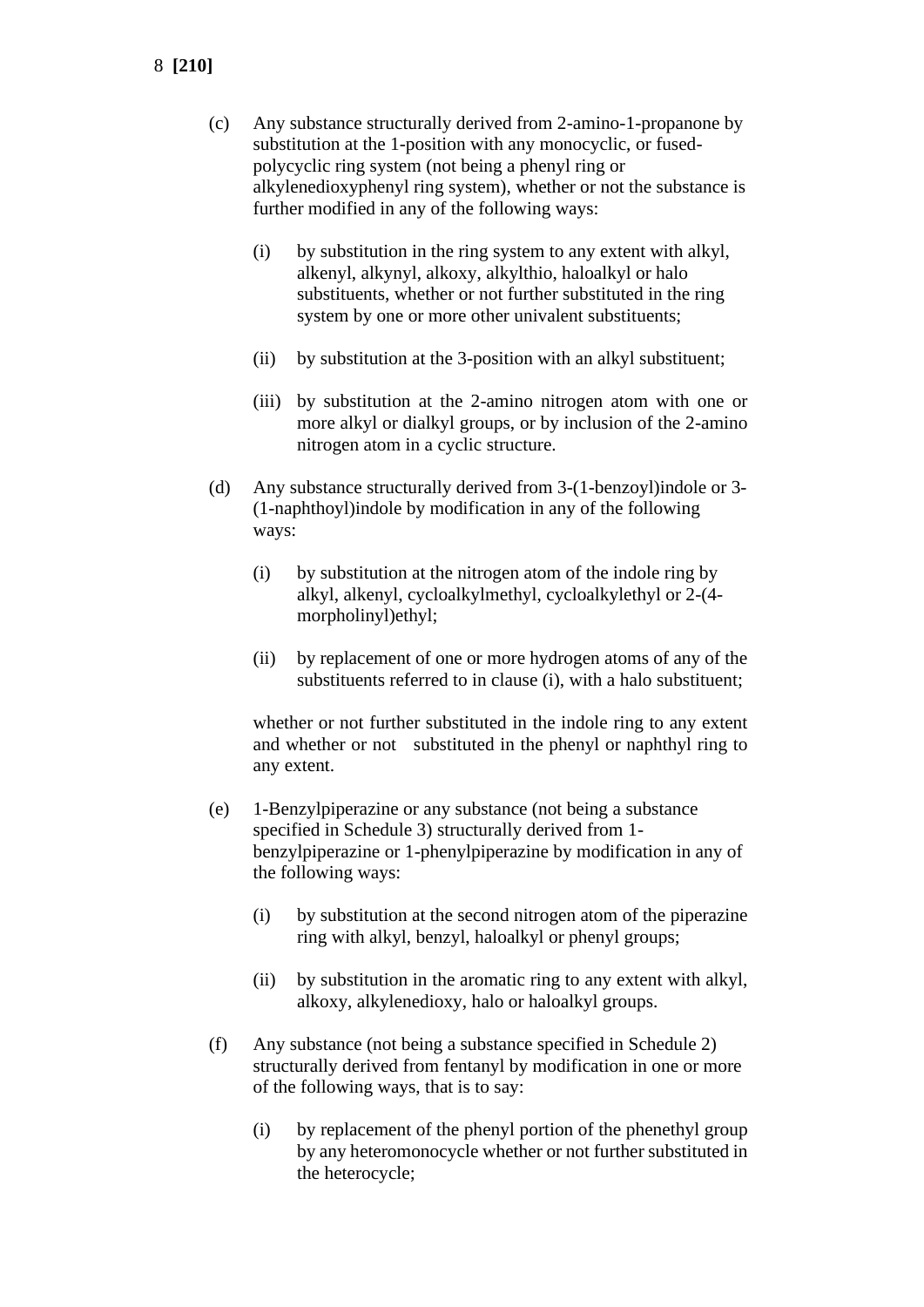(c) Any substance structurally derived from 2-amino-1-propanone by substitution at the 1-position with any monocyclic, or fused-polycyclic ring system (not being a phenyl ring or alkylenedioxyphenyl ring system), whether or not the substance is further modified in any of the following ways:

  (i) by substitution in the ring system to any extent with alkyl, alkenyl, alkynyl, alkoxy, alkylthio, haloalkyl or halo substituents, whether or not further substituted in the ring system by one or more other univalent substituents;

  (ii) by substitution at the 3-position with an alkyl substituent;

  (iii) by substitution at the 2-amino nitrogen atom with one or more alkyl or dialkyl groups, or by inclusion of the 2-amino nitrogen atom in a cyclic structure.

(d) Any substance structurally derived from 3-(1-benzoyl)indole or 3-(1-naphthoyl)indole by modification in any of the following ways:

  (i) by substitution at the nitrogen atom of the indole ring by alkyl, alkenyl, cycloalkylmethyl, cycloalkylethyl or 2-(4-morpholinyl)ethyl;

  (ii) by replacement of one or more hydrogen atoms of any of the substituents referred to in clause (i), with a halo substituent;

  whether or not further substituted in the indole ring to any extent and whether or not substituted in the phenyl or naphthyl ring to any extent.

(e) 1-Benzylpiperazine or any substance (not being a substance specified in Schedule 3) structurally derived from 1-benzylpiperazine or 1-phenylpiperazine by modification in any of the following ways:

  (i) by substitution at the second nitrogen atom of the piperazine ring with alkyl, benzyl, haloalkyl or phenyl groups;

  (ii) by substitution in the aromatic ring to any extent with alkyl, alkoxy, alkylenedioxy, halo or haloalkyl groups.

(f) Any substance (not being a substance specified in Schedule 2) structurally derived from fentanyl by modification in one or more of the following ways, that is to say:

  (i) by replacement of the phenyl portion of the phenethyl group by any heteromonocycle whether or not further substituted in the heterocycle;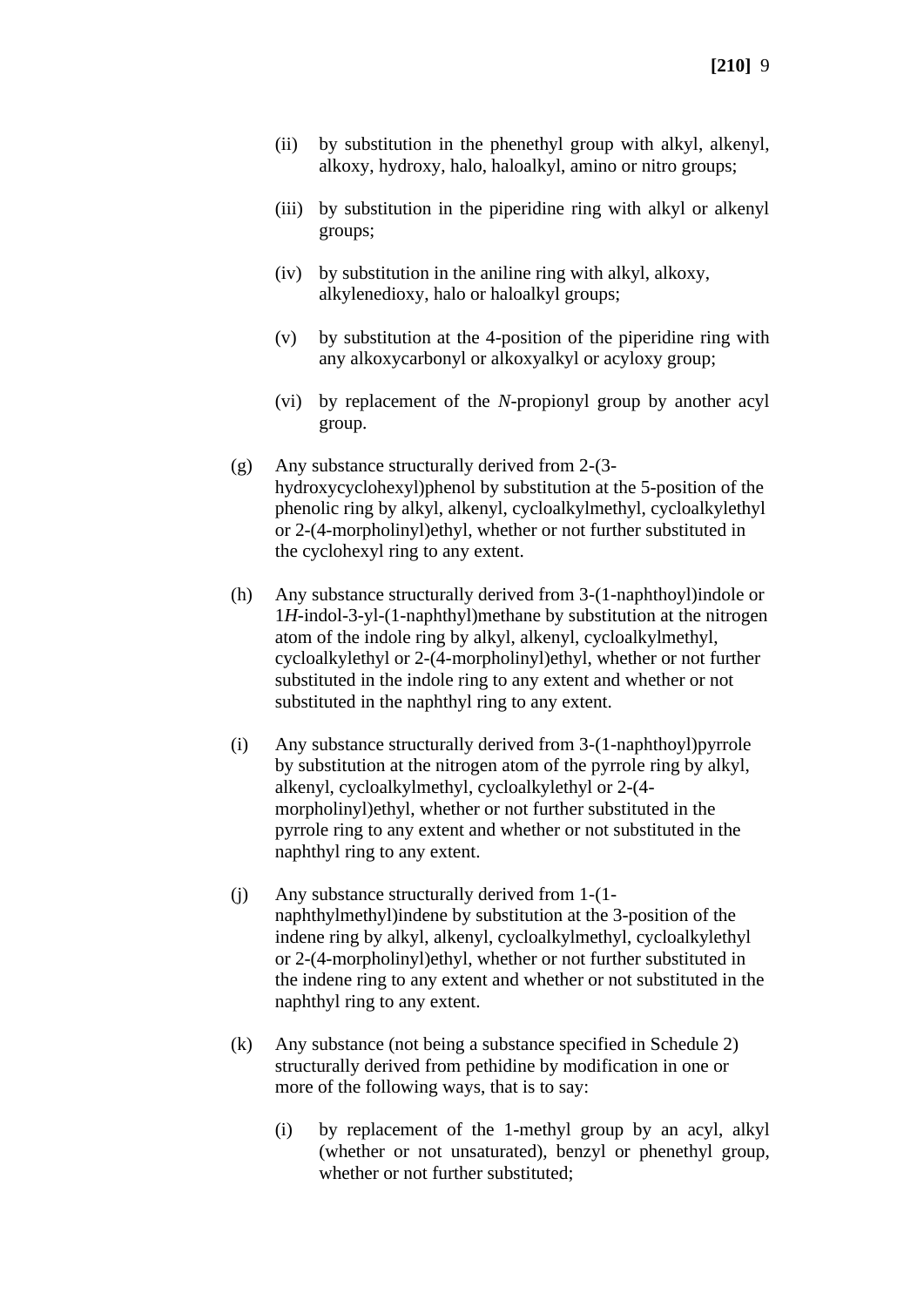(ii) by substitution in the phenethyl group with alkyl, alkenyl, alkoxy, hydroxy, halo, haloalkyl, amino or nitro groups;

(iii) by substitution in the piperidine ring with alkyl or alkenyl groups;

(iv) by substitution in the aniline ring with alkyl, alkoxy, alkylenedioxy, halo or haloalkyl groups;

(v) by substitution at the 4-position of the piperidine ring with any alkoxycarbonyl or alkoxyalkyl or acyloxy group;

(vi) by replacement of the *N*-propionyl group by another acyl group.

(g) Any substance structurally derived from 2-(3-hydroxycyclohexyl)phenol by substitution at the 5-position of the phenolic ring by alkyl, alkenyl, cycloalkylmethyl, cycloalkylethyl or 2-(4-morpholinyl)ethyl, whether or not further substituted in the cyclohexyl ring to any extent.

(h) Any substance structurally derived from 3-(1-naphthoyl)indole or 1*H*-indol-3-yl-(1-naphthyl)methane by substitution at the nitrogen atom of the indole ring by alkyl, alkenyl, cycloalkylmethyl, cycloalkylethyl or 2-(4-morpholinyl)ethyl, whether or not further substituted in the indole ring to any extent and whether or not substituted in the naphthyl ring to any extent.

(i) Any substance structurally derived from 3-(1-naphthoyl)pyrrole by substitution at the nitrogen atom of the pyrrole ring by alkyl, alkenyl, cycloalkylmethyl, cycloalkylethyl or 2-(4-morpholinyl)ethyl, whether or not further substituted in the pyrrole ring to any extent and whether or not substituted in the naphthyl ring to any extent.

(j) Any substance structurally derived from 1-(1-naphthylmethyl)indene by substitution at the 3-position of the indene ring by alkyl, alkenyl, cycloalkylmethyl, cycloalkylethyl or 2-(4-morpholinyl)ethyl, whether or not further substituted in the indene ring to any extent and whether or not substituted in the naphthyl ring to any extent.

(k) Any substance (not being a substance specified in Schedule 2) structurally derived from pethidine by modification in one or more of the following ways, that is to say:

(i) by replacement of the 1-methyl group by an acyl, alkyl (whether or not unsaturated), benzyl or phenethyl group, whether or not further substituted;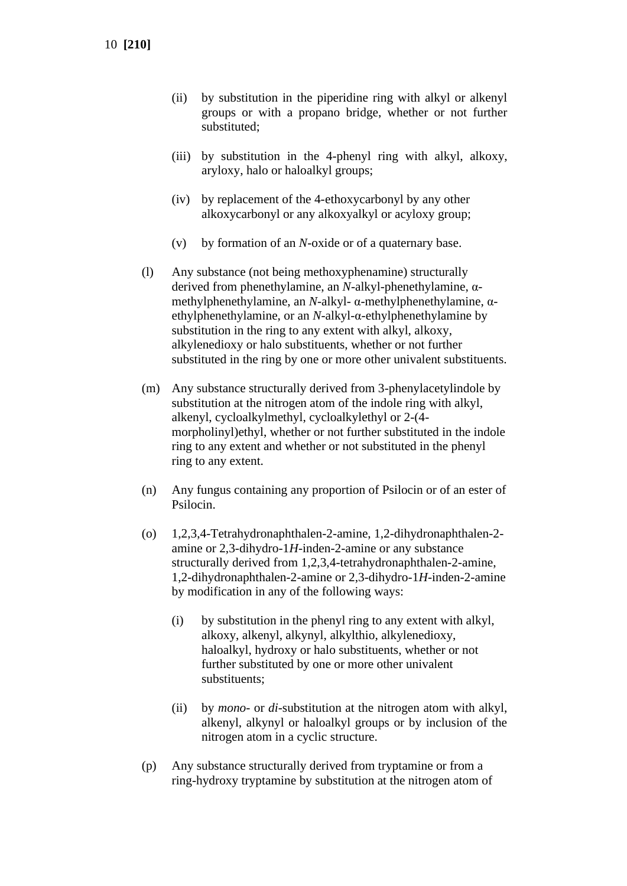(ii) by substitution in the piperidine ring with alkyl or alkenyl groups or with a propano bridge, whether or not further substituted;

(iii) by substitution in the 4-phenyl ring with alkyl, alkoxy, aryloxy, halo or haloalkyl groups;

(iv) by replacement of the 4-ethoxycarbonyl by any other alkoxycarbonyl or any alkoxyalkyl or acyloxy group;

(v) by formation of an *N*-oxide or of a quaternary base.

(l) Any substance (not being methoxyphenamine) structurally derived from phenethylamine, an *N*-alkyl-phenethylamine, α-methylphenethylamine, an *N*-alkyl- α-methylphenethylamine, α-ethylphenethylamine, or an *N*-alkyl-α-ethylphenethylamine by substitution in the ring to any extent with alkyl, alkoxy, alkylenedioxy or halo substituents, whether or not further substituted in the ring by one or more other univalent substituents.

(m) Any substance structurally derived from 3-phenylacetylindole by substitution at the nitrogen atom of the indole ring with alkyl, alkenyl, cycloalkylmethyl, cycloalkylethyl or 2-(4-morpholinyl)ethyl, whether or not further substituted in the indole ring to any extent and whether or not substituted in the phenyl ring to any extent.

(n) Any fungus containing any proportion of Psilocin or of an ester of Psilocin.

(o) 1,2,3,4-Tetrahydronaphthalen-2-amine, 1,2-dihydronaphthalen-2-amine or 2,3-dihydro-1*H*-inden-2-amine or any substance structurally derived from 1,2,3,4-tetrahydronaphthalen-2-amine, 1,2-dihydronaphthalen-2-amine or 2,3-dihydro-1*H*-inden-2-amine by modification in any of the following ways:

(i) by substitution in the phenyl ring to any extent with alkyl, alkoxy, alkenyl, alkynyl, alkylthio, alkylenedioxy, haloalkyl, hydroxy or halo substituents, whether or not further substituted by one or more other univalent substituents;

(ii) by *mono*- or *di*-substitution at the nitrogen atom with alkyl, alkenyl, alkynyl or haloalkyl groups or by inclusion of the nitrogen atom in a cyclic structure.

(p) Any substance structurally derived from tryptamine or from a ring-hydroxy tryptamine by substitution at the nitrogen atom of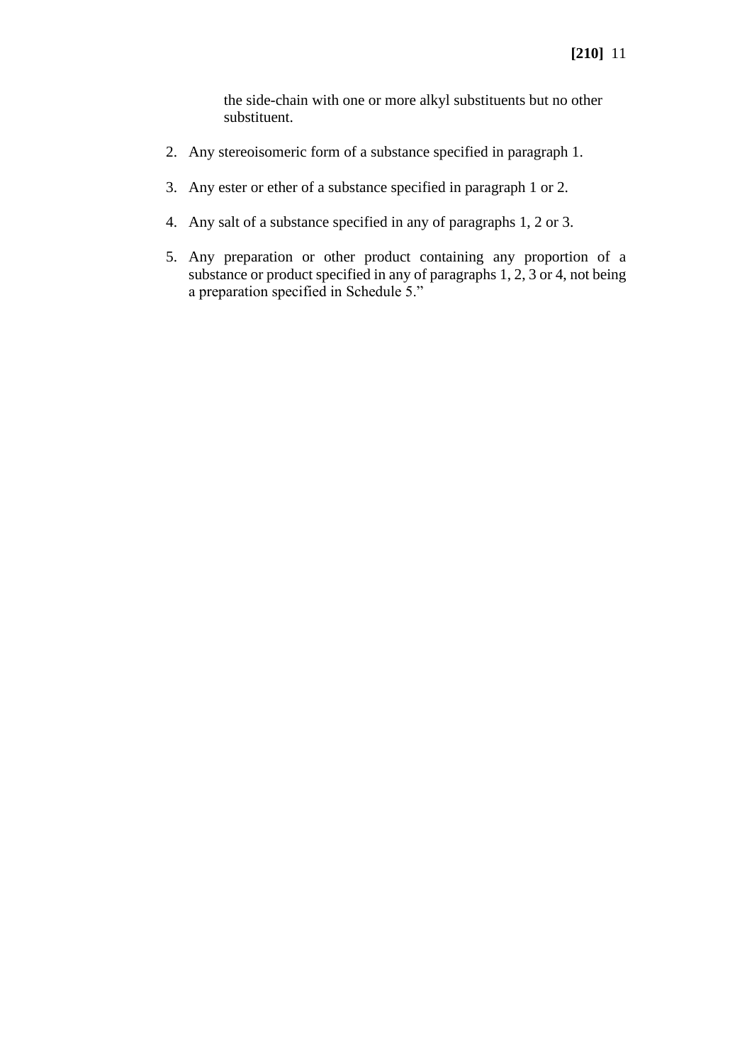the side-chain with one or more alkyl substituents but no other substituent.

2. Any stereoisomeric form of a substance specified in paragraph 1.

3. Any ester or ether of a substance specified in paragraph 1 or 2.

4. Any salt of a substance specified in any of paragraphs 1, 2 or 3.

5. Any preparation or other product containing any proportion of a substance or product specified in any of paragraphs 1, 2, 3 or 4, not being a preparation specified in Schedule 5."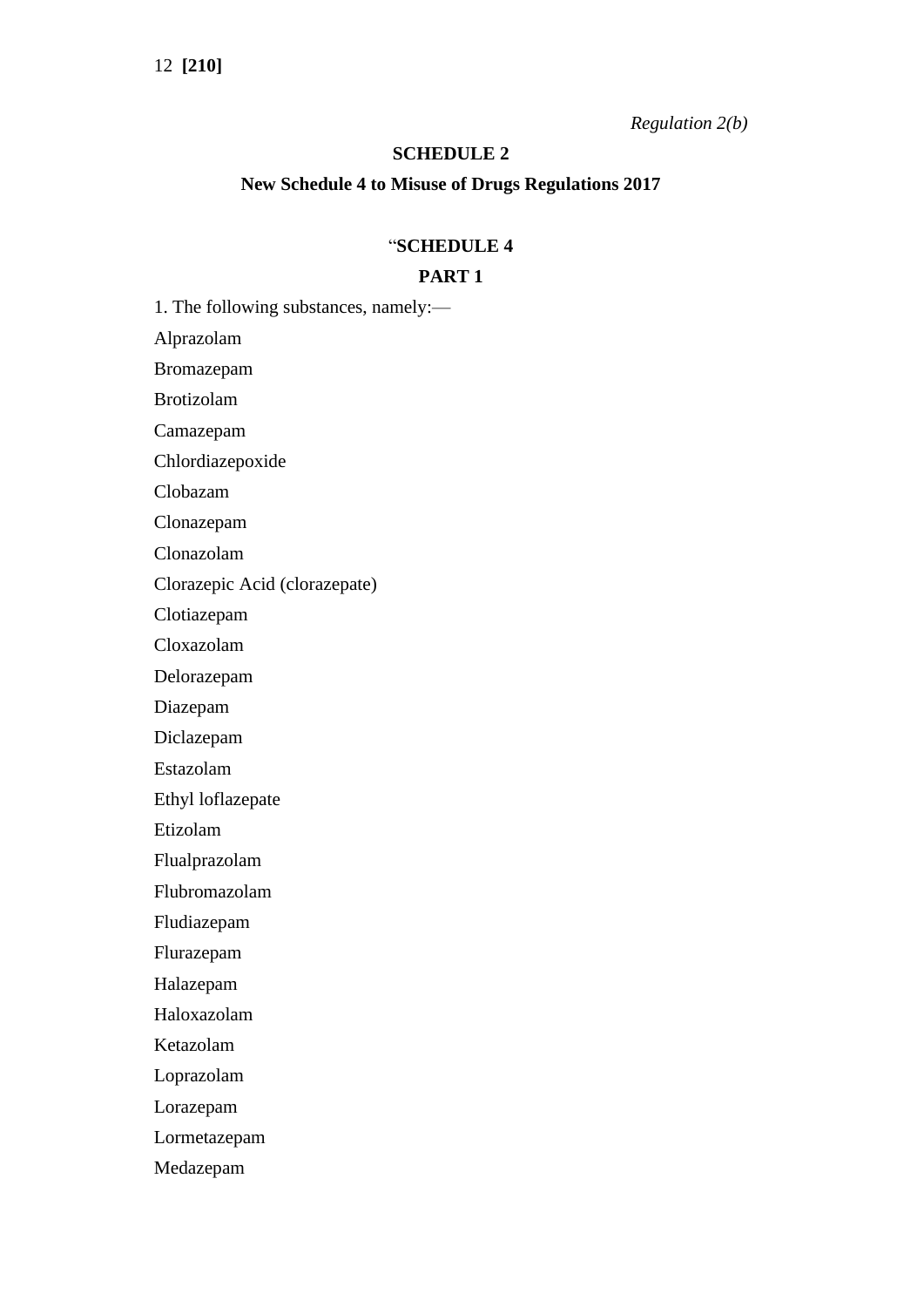*Regulation 2(b)*

**SCHEDULE 2**

**New Schedule 4 to Misuse of Drugs Regulations 2017**

“**SCHEDULE 4**

**PART 1**

1. The following substances, namely:—

Alprazolam

Bromazepam

Brotizolam

Camazepam

Chlordiazepoxide

Clobazam

Clonazepam

Clonazolam

Clorazepic Acid (clorazepate)

Clotiazepam

Cloxazolam

Delorazepam

Diazepam

Diclazepam

Estazolam

Ethyl loflazepate

Etizolam

Flualprazolam

Flubromazolam

Fludiazepam

Flurazepam

Halazepam

Haloxazolam

Ketazolam

Loprazolam

Lorazepam

Lormetazepam

Medazepam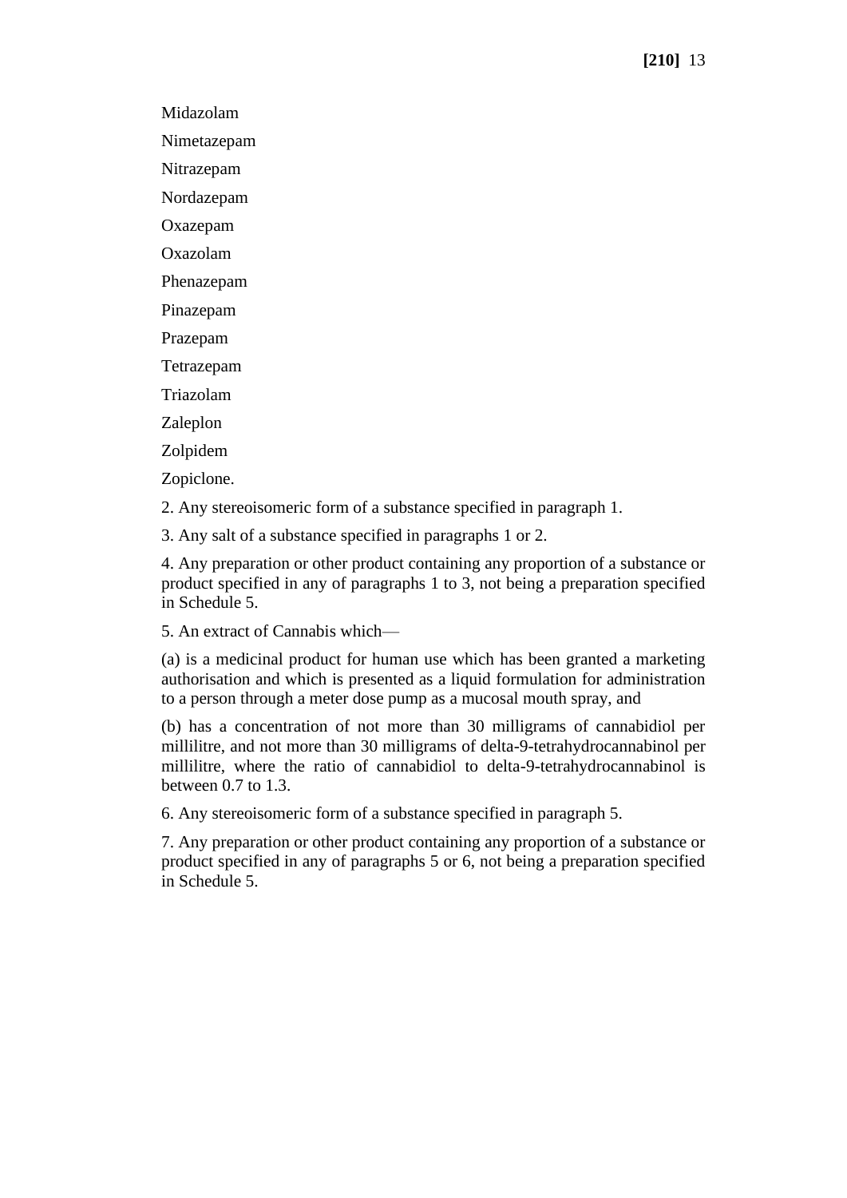Midazolam

Nimetazepam

Nitrazepam

Nordazepam

Oxazepam

Oxazolam

Phenazepam

Pinazepam

Prazepam

Tetrazepam

Triazolam

Zaleplon

Zolpidem

Zopiclone.

2. Any stereoisomeric form of a substance specified in paragraph 1.

3. Any salt of a substance specified in paragraphs 1 or 2.

4. Any preparation or other product containing any proportion of a substance or product specified in any of paragraphs 1 to 3, not being a preparation specified in Schedule 5.

5. An extract of Cannabis which—

(a) is a medicinal product for human use which has been granted a marketing authorisation and which is presented as a liquid formulation for administration to a person through a meter dose pump as a mucosal mouth spray, and

(b) has a concentration of not more than 30 milligrams of cannabidiol per millilitre, and not more than 30 milligrams of delta-9-tetrahydrocannabinol per millilitre, where the ratio of cannabidiol to delta-9-tetrahydrocannabinol is between 0.7 to 1.3.

6. Any stereoisomeric form of a substance specified in paragraph 5.

7. Any preparation or other product containing any proportion of a substance or product specified in any of paragraphs 5 or 6, not being a preparation specified in Schedule 5.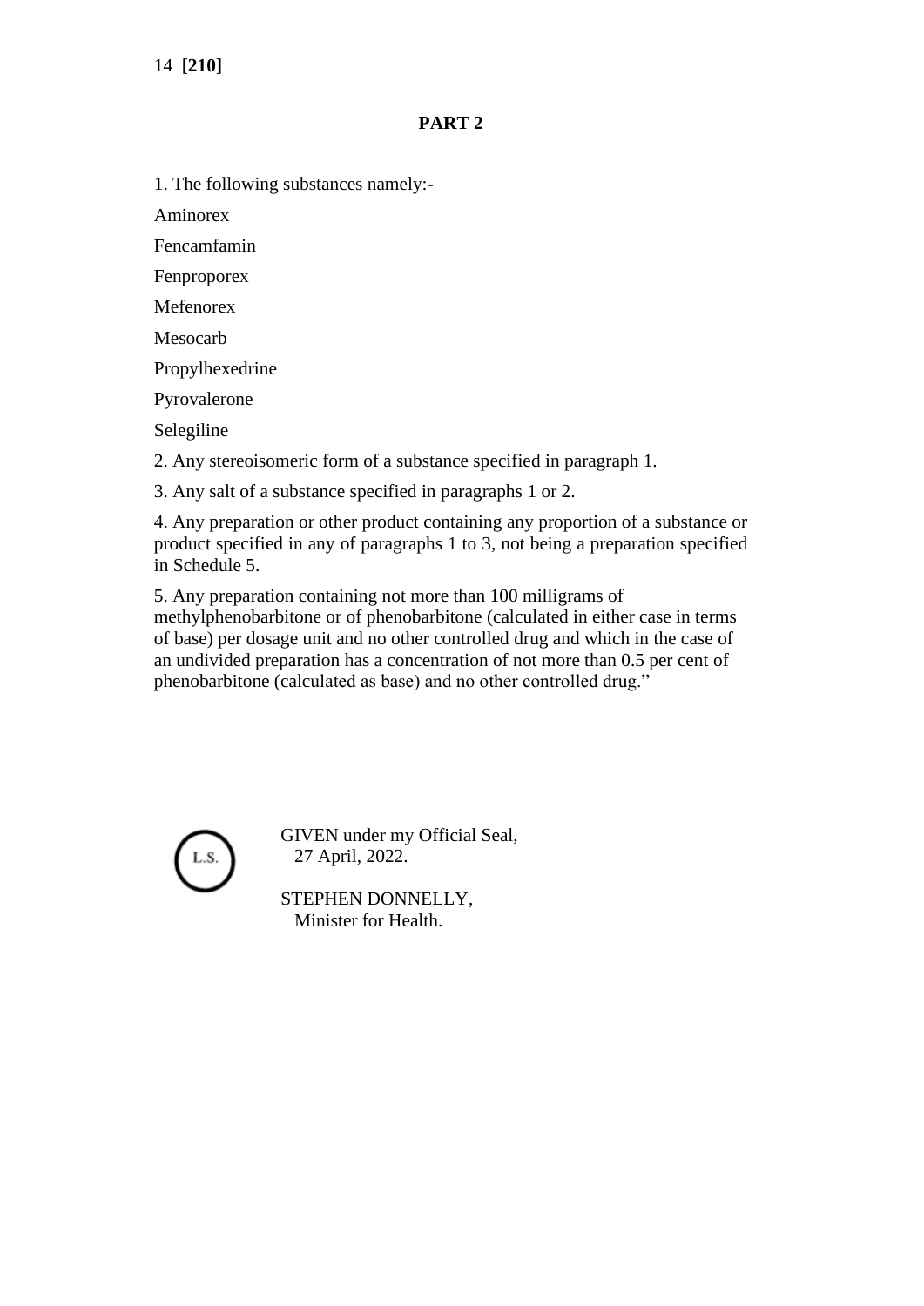## PART 2

1. The following substances namely:-

Aminorex

Fencamfamin

Fenproporex

Mefenorex

Mesocarb

Propylhexedrine

Pyrovalerone

Selegiline

2. Any stereoisomeric form of a substance specified in paragraph 1.

3. Any salt of a substance specified in paragraphs 1 or 2.

4. Any preparation or other product containing any proportion of a substance or product specified in any of paragraphs 1 to 3, not being a preparation specified in Schedule 5.

5. Any preparation containing not more than 100 milligrams of methylphenobarbitone or of phenobarbitone (calculated in either case in terms of base) per dosage unit and no other controlled drug and which in the case of an undivided preparation has a concentration of not more than 0.5 per cent of phenobarbitone (calculated as base) and no other controlled drug.”

L.S.

GIVEN under my Official Seal,
27 April, 2022.

STEPHEN DONNELLY,
Minister for Health.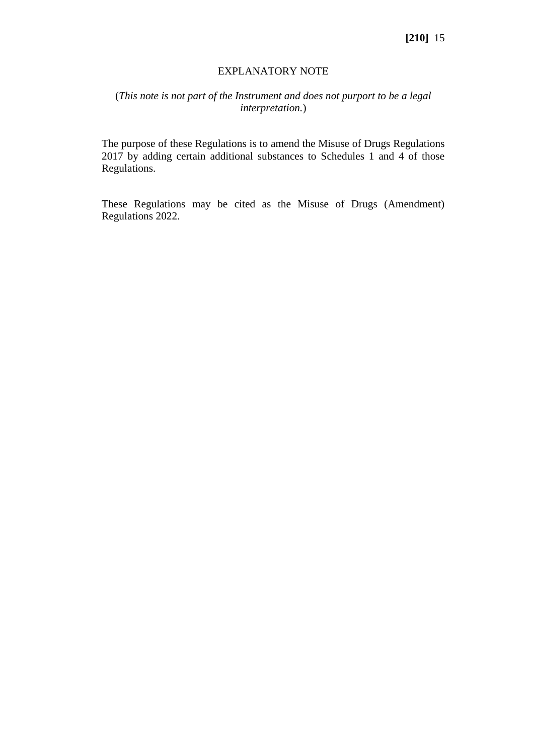## EXPLANATORY NOTE

(*This note is not part of the Instrument and does not purport to be a legal interpretation.*)

The purpose of these Regulations is to amend the Misuse of Drugs Regulations 2017 by adding certain additional substances to Schedules 1 and 4 of those Regulations.

These Regulations may be cited as the Misuse of Drugs (Amendment) Regulations 2022.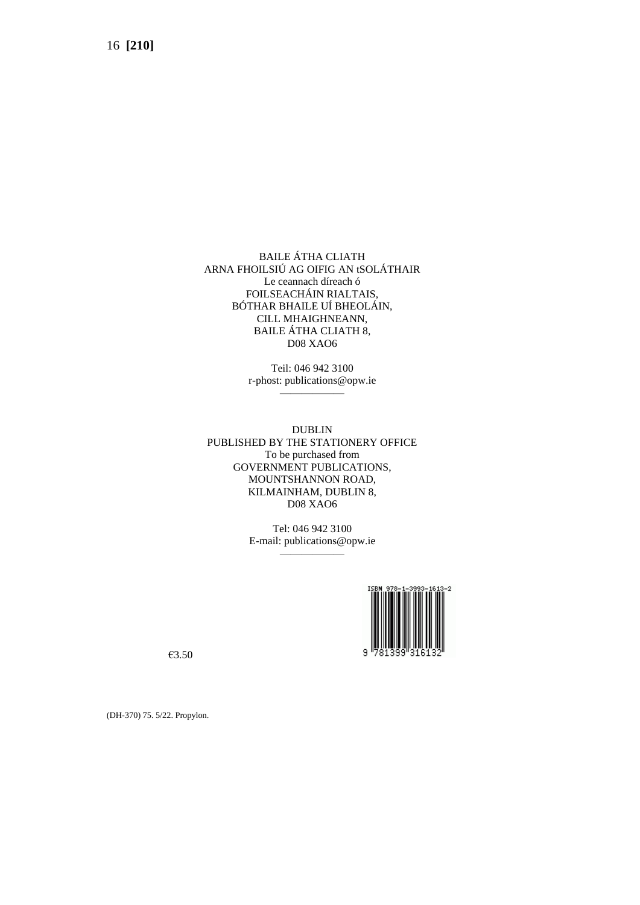[210]

BAILE ÁTHA CLIATH
ARNA FHOILSIÚ AG OIFIG AN tSOLÁTHAIR
Le ceannach díreach ó
FOILSEACHÁIN RIALTAIS,
BÓTHAR BHAILE UÍ BHEOLÁIN,
CILL MHAIGHNEANN,
BAILE ÁTHA CLIATH 8,
D08 XAO6

Teil: 046 942 3100
r-phost: publications@opw.ie

---

DUBLIN
PUBLISHED BY THE STATIONERY OFFICE
To be purchased from
GOVERNMENT PUBLICATIONS,
MOUNTSHANNON ROAD,
KILMAINHAM, DUBLIN 8,
D08 XAO6

Tel: 046 942 3100
E-mail: publications@opw.ie

---

ISBN 978-1-3993-1613-2

9 781399 316132

€3.50

(DH-370) 75. 5/22. Propylon.